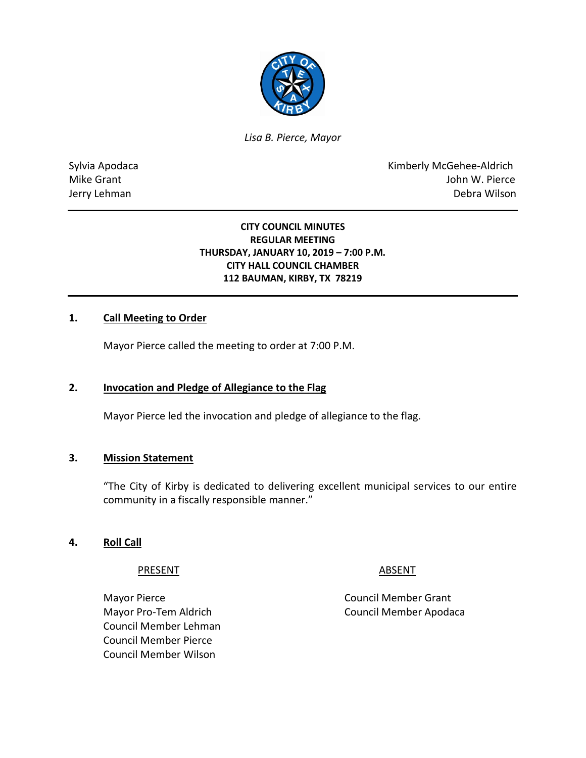*Lisa B. Pierce, Mayor*

Sylvia Apodaca
Mike Grant
Jerry Lehman

Kimberly McGehee-Aldrich
John W. Pierce
Debra Wilson

---

**CITY COUNCIL MINUTES**
**REGULAR MEETING**
**THURSDAY, JANUARY 10, 2019 – 7:00 P.M.**
**CITY HALL COUNCIL CHAMBER**
**112 BAUMAN, KIRBY, TX 78219**

---

**1. Call Meeting to Order**

Mayor Pierce called the meeting to order at 7:00 P.M.

**2. Invocation and Pledge of Allegiance to the Flag**

Mayor Pierce led the invocation and pledge of allegiance to the flag.

**3. Mission Statement**

"The City of Kirby is dedicated to delivering excellent municipal services to our entire community in a fiscally responsible manner."

**4. Roll Call**

| PRESENT | ABSENT |
| --- | --- |
| Mayor Pierce | Council Member Grant |
| Mayor Pro-Tem Aldrich | Council Member Apodaca |
| Council Member Lehman | |
| Council Member Pierce | |
| Council Member Wilson | |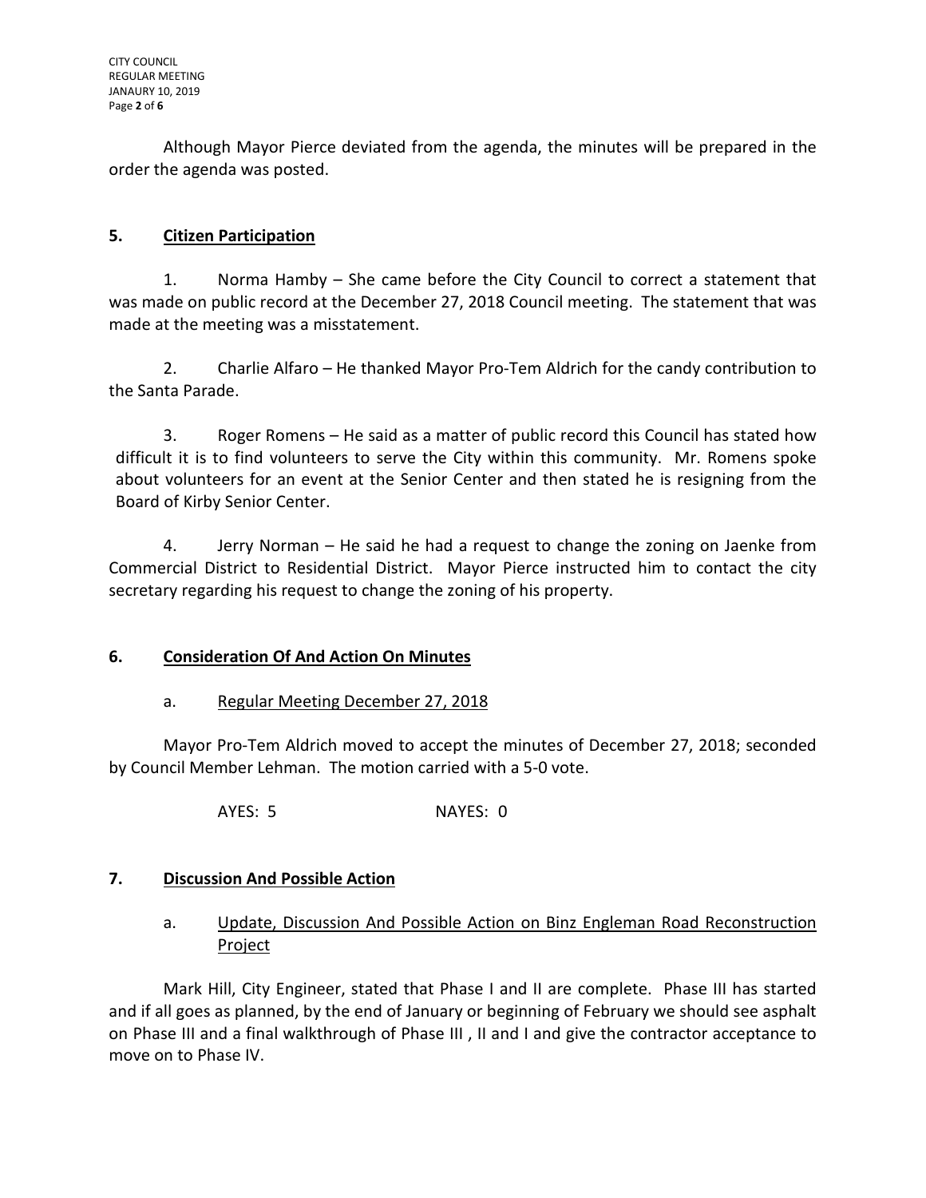Although Mayor Pierce deviated from the agenda, the minutes will be prepared in the order the agenda was posted.

## 5. Citizen Participation

1. Norma Hamby – She came before the City Council to correct a statement that was made on public record at the December 27, 2018 Council meeting. The statement that was made at the meeting was a misstatement.

2. Charlie Alfaro – He thanked Mayor Pro-Tem Aldrich for the candy contribution to the Santa Parade.

3. Roger Romens – He said as a matter of public record this Council has stated how difficult it is to find volunteers to serve the City within this community. Mr. Romens spoke about volunteers for an event at the Senior Center and then stated he is resigning from the Board of Kirby Senior Center.

4. Jerry Norman – He said he had a request to change the zoning on Jaenke from Commercial District to Residential District. Mayor Pierce instructed him to contact the city secretary regarding his request to change the zoning of his property.

## 6. Consideration Of And Action On Minutes

a. Regular Meeting December 27, 2018

Mayor Pro-Tem Aldrich moved to accept the minutes of December 27, 2018; seconded by Council Member Lehman. The motion carried with a 5-0 vote.

AYES: 5 NAYES: 0

## 7. Discussion And Possible Action

a. Update, Discussion And Possible Action on Binz Engleman Road Reconstruction Project

Mark Hill, City Engineer, stated that Phase I and II are complete. Phase III has started and if all goes as planned, by the end of January or beginning of February we should see asphalt on Phase III and a final walkthrough of Phase III , II and I and give the contractor acceptance to move on to Phase IV.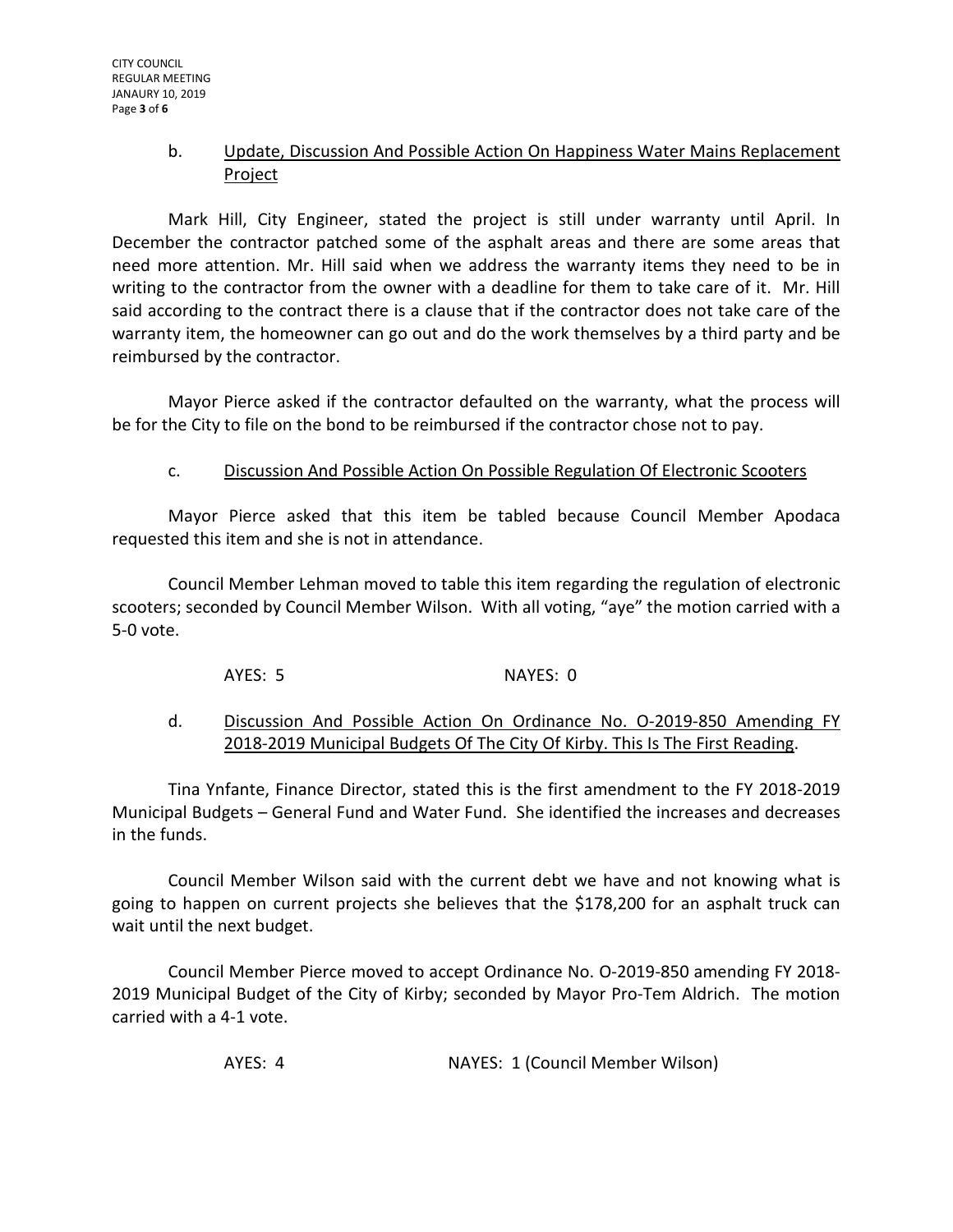b. <u>Update, Discussion And Possible Action On Happiness Water Mains Replacement Project</u>

Mark Hill, City Engineer, stated the project is still under warranty until April. In December the contractor patched some of the asphalt areas and there are some areas that need more attention. Mr. Hill said when we address the warranty items they need to be in writing to the contractor from the owner with a deadline for them to take care of it. Mr. Hill said according to the contract there is a clause that if the contractor does not take care of the warranty item, the homeowner can go out and do the work themselves by a third party and be reimbursed by the contractor.

Mayor Pierce asked if the contractor defaulted on the warranty, what the process will be for the City to file on the bond to be reimbursed if the contractor chose not to pay.

c. <u>Discussion And Possible Action On Possible Regulation Of Electronic Scooters</u>

Mayor Pierce asked that this item be tabled because Council Member Apodaca requested this item and she is not in attendance.

Council Member Lehman moved to table this item regarding the regulation of electronic scooters; seconded by Council Member Wilson. With all voting, "aye" the motion carried with a 5-0 vote.

AYES: 5 NAYES: 0

d. <u>Discussion And Possible Action On Ordinance No. O-2019-850 Amending FY 2018-2019 Municipal Budgets Of The City Of Kirby. This Is The First Reading</u>.

Tina Ynfante, Finance Director, stated this is the first amendment to the FY 2018-2019 Municipal Budgets – General Fund and Water Fund. She identified the increases and decreases in the funds.

Council Member Wilson said with the current debt we have and not knowing what is going to happen on current projects she believes that the $178,200 for an asphalt truck can wait until the next budget.

Council Member Pierce moved to accept Ordinance No. O-2019-850 amending FY 2018-2019 Municipal Budget of the City of Kirby; seconded by Mayor Pro-Tem Aldrich. The motion carried with a 4-1 vote.

AYES: 4 NAYES: 1 (Council Member Wilson)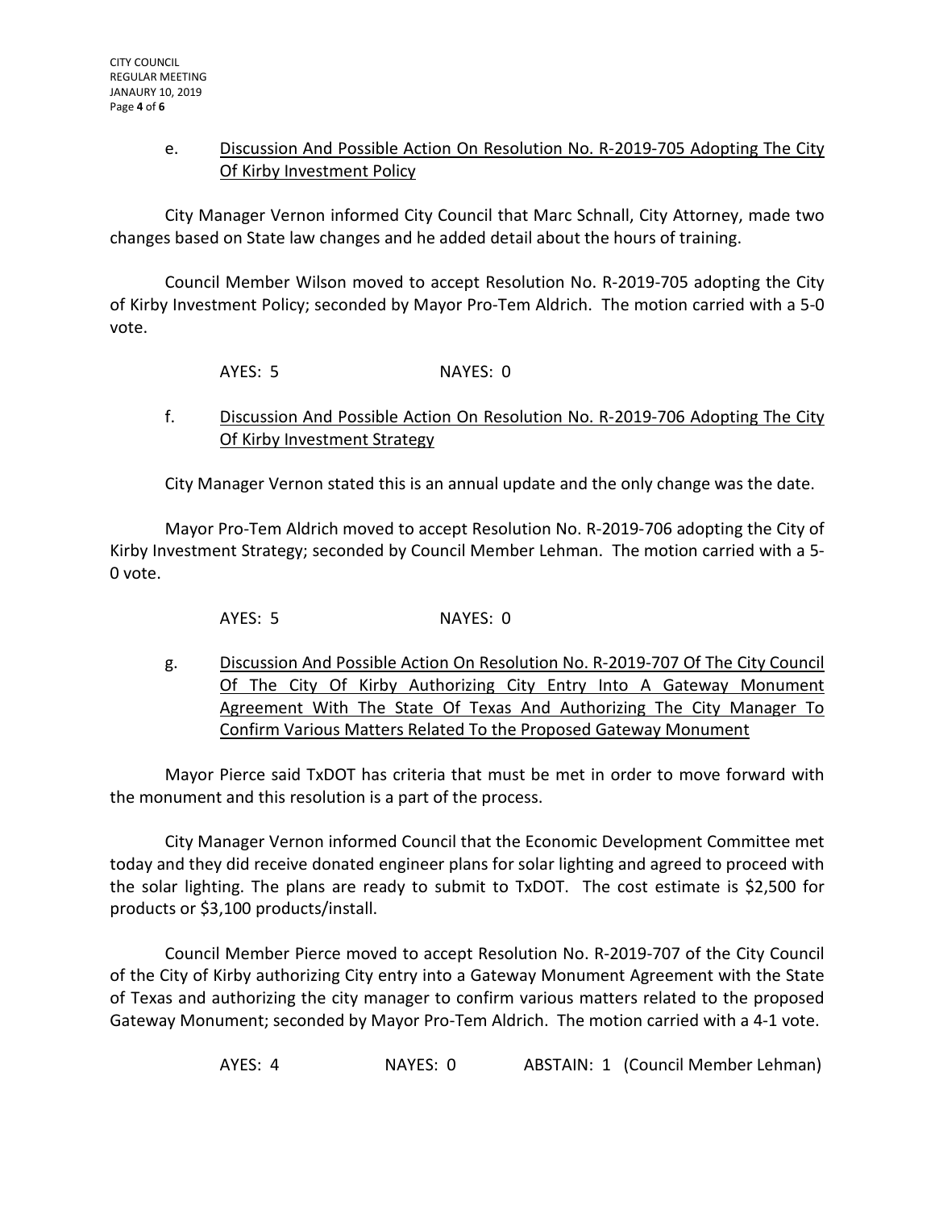e. Discussion And Possible Action On Resolution No. R-2019-705 Adopting The City Of Kirby Investment Policy

City Manager Vernon informed City Council that Marc Schnall, City Attorney, made two changes based on State law changes and he added detail about the hours of training.

Council Member Wilson moved to accept Resolution No. R-2019-705 adopting the City of Kirby Investment Policy; seconded by Mayor Pro-Tem Aldrich. The motion carried with a 5-0 vote.

AYES: 5 NAYES: 0

f. Discussion And Possible Action On Resolution No. R-2019-706 Adopting The City Of Kirby Investment Strategy

City Manager Vernon stated this is an annual update and the only change was the date.

Mayor Pro-Tem Aldrich moved to accept Resolution No. R-2019-706 adopting the City of Kirby Investment Strategy; seconded by Council Member Lehman. The motion carried with a 5-0 vote.

AYES: 5 NAYES: 0

g. Discussion And Possible Action On Resolution No. R-2019-707 Of The City Council Of The City Of Kirby Authorizing City Entry Into A Gateway Monument Agreement With The State Of Texas And Authorizing The City Manager To Confirm Various Matters Related To the Proposed Gateway Monument

Mayor Pierce said TxDOT has criteria that must be met in order to move forward with the monument and this resolution is a part of the process.

City Manager Vernon informed Council that the Economic Development Committee met today and they did receive donated engineer plans for solar lighting and agreed to proceed with the solar lighting. The plans are ready to submit to TxDOT. The cost estimate is $2,500 for products or $3,100 products/install.

Council Member Pierce moved to accept Resolution No. R-2019-707 of the City Council of the City of Kirby authorizing City entry into a Gateway Monument Agreement with the State of Texas and authorizing the city manager to confirm various matters related to the proposed Gateway Monument; seconded by Mayor Pro-Tem Aldrich. The motion carried with a 4-1 vote.

AYES: 4 NAYES: 0 ABSTAIN: 1 (Council Member Lehman)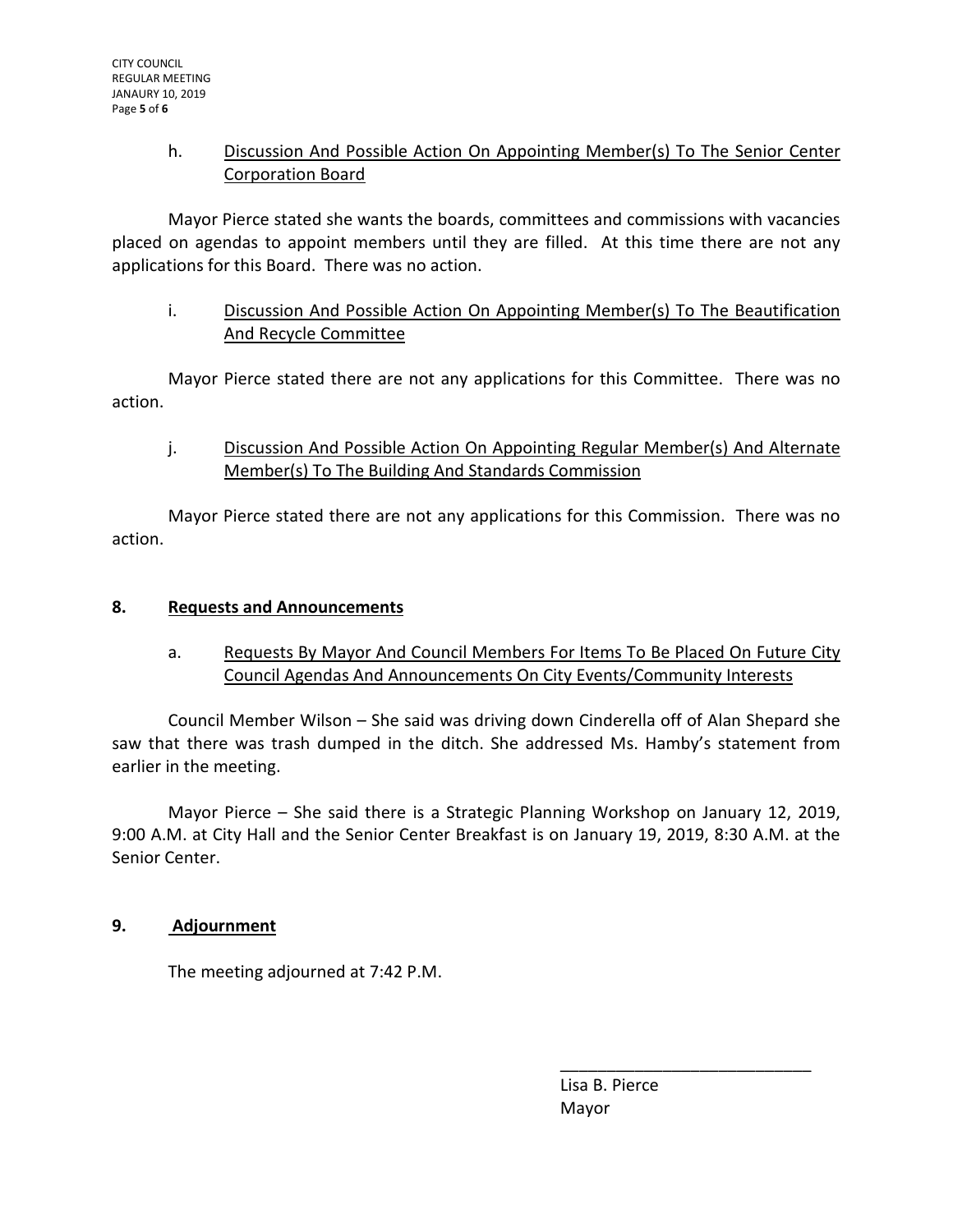h. Discussion And Possible Action On Appointing Member(s) To The Senior Center Corporation Board

Mayor Pierce stated she wants the boards, committees and commissions with vacancies placed on agendas to appoint members until they are filled. At this time there are not any applications for this Board. There was no action.

i. Discussion And Possible Action On Appointing Member(s) To The Beautification And Recycle Committee

Mayor Pierce stated there are not any applications for this Committee. There was no action.

j. Discussion And Possible Action On Appointing Regular Member(s) And Alternate Member(s) To The Building And Standards Commission

Mayor Pierce stated there are not any applications for this Commission. There was no action.

## 8. Requests and Announcements

a. Requests By Mayor And Council Members For Items To Be Placed On Future City Council Agendas And Announcements On City Events/Community Interests

Council Member Wilson – She said was driving down Cinderella off of Alan Shepard she saw that there was trash dumped in the ditch. She addressed Ms. Hamby's statement from earlier in the meeting.

Mayor Pierce – She said there is a Strategic Planning Workshop on January 12, 2019, 9:00 A.M. at City Hall and the Senior Center Breakfast is on January 19, 2019, 8:30 A.M. at the Senior Center.

## 9. Adjournment

The meeting adjourned at 7:42 P.M.

\_\_\_\_\_\_\_\_\_\_\_\_\_\_\_\_\_\_\_\_\_\_\_\_\_\_\_

Lisa B. Pierce
Mayor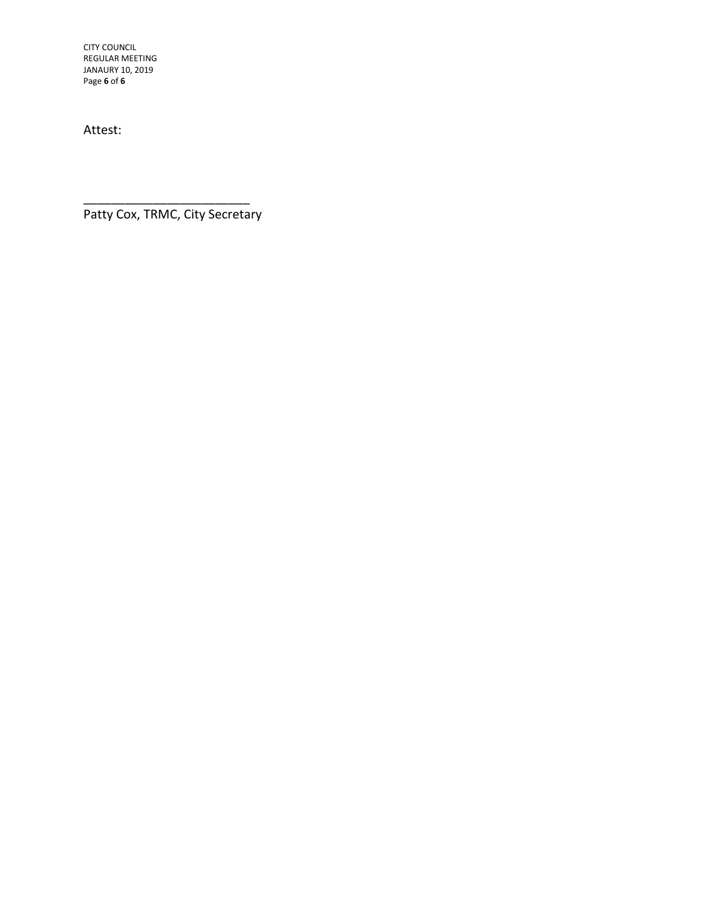Attest:

________________________

Patty Cox, TRMC, City Secretary